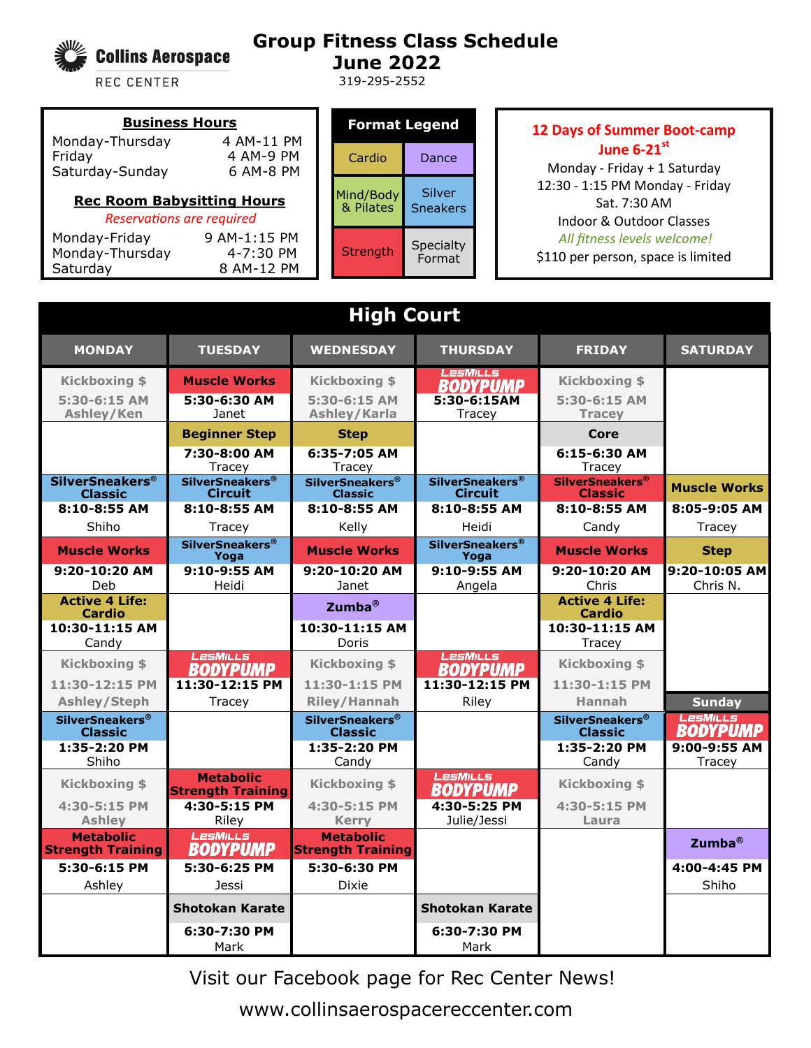Collins Aerospace REC CENTER

# Group Fitness Class Schedule
## June 2022

319-295-2552

**Business Hours**

| | |
|---|---|
| Monday-Thursday | 4 AM-11 PM |
| Friday | 4 AM-9 PM |
| Saturday-Sunday | 6 AM-8 PM |

**Rec Room Babysitting Hours**

*Reservations are required*

| | |
|---|---|
| Monday-Friday | 9 AM-1:15 PM |
| Monday-Thursday | 4-7:30 PM |
| Saturday | 8 AM-12 PM |

**Format Legend**

| | |
|---|---|
| Cardio | Dance |
| Mind/Body & Pilates | Silver Sneakers |
| Strength | Specialty Format |

**12 Days of Summer Boot-camp**
**June 6-21st**

Monday - Friday + 1 Saturday
12:30 - 1:15 PM Monday - Friday
Sat. 7:30 AM
Indoor & Outdoor Classes
*All fitness levels welcome!*
$110 per person, space is limited

## High Court

| MONDAY | TUESDAY | WEDNESDAY | THURSDAY | FRIDAY | SATURDAY |
|---|---|---|---|---|---|
| Kickboxing $ 5:30-6:15 AM Ashley/Ken | Muscle Works 5:30-6:30 AM Janet | Kickboxing $ 5:30-6:15 AM Ashley/Karla | LesMills BODYPUMP 5:30-6:15AM Tracey | Kickboxing $ 5:30-6:15 AM Tracey | |
| | Beginner Step 7:30-8:00 AM Tracey | Step 6:35-7:05 AM Tracey | | Core 6:15-6:30 AM Tracey | |
| SilverSneakers® Classic 8:10-8:55 AM Shiho | SilverSneakers® Circuit 8:10-8:55 AM Tracey | SilverSneakers® Classic 8:10-8:55 AM Kelly | SilverSneakers® Circuit 8:10-8:55 AM Heidi | SilverSneakers® Classic 8:10-8:55 AM Candy | Muscle Works 8:05-9:05 AM Tracey |
| Muscle Works 9:20-10:20 AM Deb | SilverSneakers® Yoga 9:10-9:55 AM Heidi | Muscle Works 9:20-10:20 AM Janet | SilverSneakers® Yoga 9:10-9:55 AM Angela | Muscle Works 9:20-10:20 AM Chris | Step 9:20-10:05 AM Chris N. |
| Active 4 Life: Cardio 10:30-11:15 AM Candy | | Zumba® 10:30-11:15 AM Doris | | Active 4 Life: Cardio 10:30-11:15 AM Tracey | |
| Kickboxing $ 11:30-12:15 PM Ashley/Steph | LesMills BODYPUMP 11:30-12:15 PM Tracey | Kickboxing $ 11:30-1:15 PM Riley/Hannah | LesMills BODYPUMP 11:30-12:15 PM Riley | Kickboxing $ 11:30-1:15 PM Hannah | **Sunday** |
| SilverSneakers® Classic 1:35-2:20 PM Shiho | | SilverSneakers® Classic 1:35-2:20 PM Candy | | SilverSneakers® Classic 1:35-2:20 PM Candy | LesMills BODYPUMP 9:00-9:55 AM Tracey |
| Kickboxing $ 4:30-5:15 PM Ashley | Metabolic Strength Training 4:30-5:15 PM Riley | Kickboxing $ 4:30-5:15 PM Kerry | LesMills BODYPUMP 4:30-5:25 PM Julie/Jessi | Kickboxing $ 4:30-5:15 PM Laura | |
| Metabolic Strength Training 5:30-6:15 PM Ashley | LesMills BODYPUMP 5:30-6:25 PM Jessi | Metabolic Strength Training 5:30-6:30 PM Dixie | | | Zumba® 4:00-4:45 PM Shiho |
| | Shotokan Karate 6:30-7:30 PM Mark | | Shotokan Karate 6:30-7:30 PM Mark | | |

Visit our Facebook page for Rec Center News!

www.collinsaerospacereccenter.com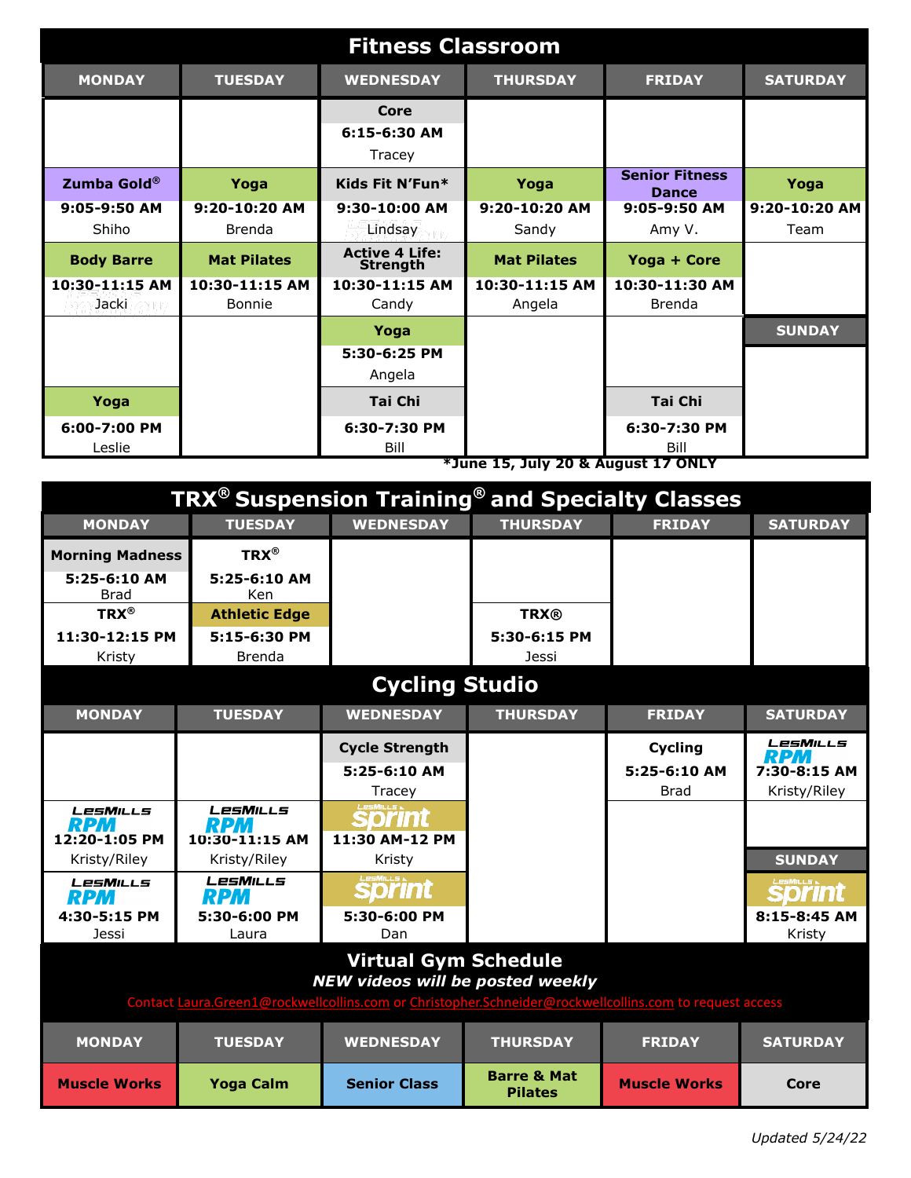# Fitness Classroom

| MONDAY | TUESDAY | WEDNESDAY | THURSDAY | FRIDAY | SATURDAY |
|---|---|---|---|---|---|
| | | **Core** 6:15-6:30 AM Tracey | | | |
| **Zumba Gold®** 9:05-9:50 AM Shiho | **Yoga** 9:20-10:20 AM Brenda | **Kids Fit N'Fun*** 9:30-10:00 AM Lindsay | **Yoga** 9:20-10:20 AM Sandy | **Senior Fitness Dance** 9:05-9:50 AM Amy V. | **Yoga** 9:20-10:20 AM Team |
| **Body Barre** 10:30-11:15 AM Jacki | **Mat Pilates** 10:30-11:15 AM Bonnie | **Active 4 Life: Strength** 10:30-11:15 AM Candy | **Mat Pilates** 10:30-11:15 AM Angela | **Yoga + Core** 10:30-11:30 AM Brenda | |
| | | **Yoga** 5:30-6:25 PM Angela | | | **SUNDAY** |
| **Yoga** 6:00-7:00 PM Leslie | | **Tai Chi** 6:30-7:30 PM Bill | | **Tai Chi** 6:30-7:30 PM Bill | |

***June 15, July 20 & August 17 ONLY**

# TRX® Suspension Training® and Specialty Classes

| MONDAY | TUESDAY | WEDNESDAY | THURSDAY | FRIDAY | SATURDAY |
|---|---|---|---|---|---|
| **Morning Madness** 5:25-6:10 AM Brad | **TRX®** 5:25-6:10 AM Ken | | | | |
| **TRX®** 11:30-12:15 PM Kristy | **Athletic Edge** 5:15-6:30 PM Brenda | | **TRX®** 5:30-6:15 PM Jessi | | |

# Cycling Studio

| MONDAY | TUESDAY | WEDNESDAY | THURSDAY | FRIDAY | SATURDAY |
|---|---|---|---|---|---|
| | | **Cycle Strength** 5:25-6:10 AM Tracey | | **Cycling** 5:25-6:10 AM Brad | **LesMills RPM** 7:30-8:15 AM Kristy/Riley |
| **LesMills RPM** 12:20-1:05 PM Kristy/Riley | **LesMills RPM** 10:30-11:15 AM Kristy/Riley | **LesMills Sprint** 11:30 AM-12 PM Kristy | | | **SUNDAY** |
| **LesMills RPM** 4:30-5:15 PM Jessi | **LesMills RPM** 5:30-6:00 PM Laura | **LesMills Sprint** 5:30-6:00 PM Dan | | | **LesMills Sprint** 8:15-8:45 AM Kristy |

# Virtual Gym Schedule

***NEW videos will be posted weekly***

Contact Laura.Green1@rockwellcollins.com or Christopher.Schneider@rockwellcollins.com to request access

| MONDAY | TUESDAY | WEDNESDAY | THURSDAY | FRIDAY | SATURDAY |
|---|---|---|---|---|---|
| **Muscle Works** | **Yoga Calm** | **Senior Class** | **Barre & Mat Pilates** | **Muscle Works** | **Core** |

*Updated 5/24/22*